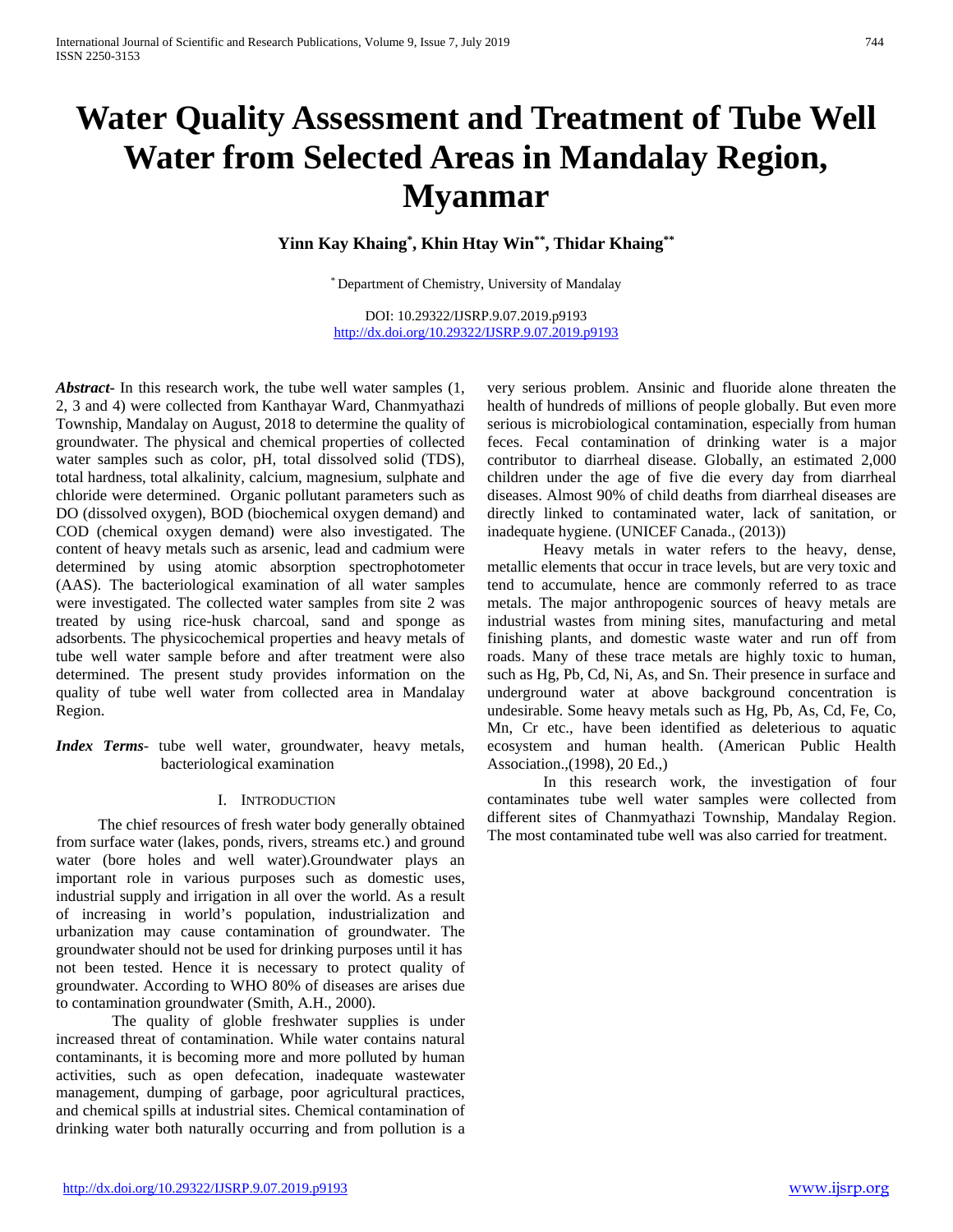# Water Quality Assessment and Treatment of Tube Well Water from Selected Areas in Mandalay Region, Myanmar

**Yinn Kay Khaing*, Khin Htay Win**, Thidar Khaing****

* Department of Chemistry, University of Mandalay

DOI: 10.29322/IJSRP.9.07.2019.p9193
http://dx.doi.org/10.29322/IJSRP.9.07.2019.p9193

***Abstract*-** In this research work, the tube well water samples (1, 2, 3 and 4) were collected from Kanthayar Ward, Chanmyathazi Township, Mandalay on August, 2018 to determine the quality of groundwater. The physical and chemical properties of collected water samples such as color, pH, total dissolved solid (TDS), total hardness, total alkalinity, calcium, magnesium, sulphate and chloride were determined. Organic pollutant parameters such as DO (dissolved oxygen), BOD (biochemical oxygen demand) and COD (chemical oxygen demand) were also investigated. The content of heavy metals such as arsenic, lead and cadmium were determined by using atomic absorption spectrophotometer (AAS). The bacteriological examination of all water samples were investigated. The collected water samples from site 2 was treated by using rice-husk charcoal, sand and sponge as adsorbents. The physicochemical properties and heavy metals of tube well water sample before and after treatment were also determined. The present study provides information on the quality of tube well water from collected area in Mandalay Region.

***Index Terms*-** tube well water, groundwater, heavy metals, bacteriological examination

## I. Introduction

The chief resources of fresh water body generally obtained from surface water (lakes, ponds, rivers, streams etc.) and ground water (bore holes and well water).Groundwater plays an important role in various purposes such as domestic uses, industrial supply and irrigation in all over the world. As a result of increasing in world's population, industrialization and urbanization may cause contamination of groundwater. The groundwater should not be used for drinking purposes until it has not been tested. Hence it is necessary to protect quality of groundwater. According to WHO 80% of diseases are arises due to contamination groundwater (Smith, A.H., 2000).

The quality of globle freshwater supplies is under increased threat of contamination. While water contains natural contaminants, it is becoming more and more polluted by human activities, such as open defecation, inadequate wastewater management, dumping of garbage, poor agricultural practices, and chemical spills at industrial sites. Chemical contamination of drinking water both naturally occurring and from pollution is a very serious problem. Ansinic and fluoride alone threaten the health of hundreds of millions of people globally. But even more serious is microbiological contamination, especially from human feces. Fecal contamination of drinking water is a major contributor to diarrheal disease. Globally, an estimated 2,000 children under the age of five die every day from diarrheal diseases. Almost 90% of child deaths from diarrheal diseases are directly linked to contaminated water, lack of sanitation, or inadequate hygiene. (UNICEF Canada., (2013))

Heavy metals in water refers to the heavy, dense, metallic elements that occur in trace levels, but are very toxic and tend to accumulate, hence are commonly referred to as trace metals. The major anthropogenic sources of heavy metals are industrial wastes from mining sites, manufacturing and metal finishing plants, and domestic waste water and run off from roads. Many of these trace metals are highly toxic to human, such as Hg, Pb, Cd, Ni, As, and Sn. Their presence in surface and underground water at above background concentration is undesirable. Some heavy metals such as Hg, Pb, As, Cd, Fe, Co, Mn, Cr etc., have been identified as deleterious to aquatic ecosystem and human health. (American Public Health Association.,(1998), 20 Ed.,)

In this research work, the investigation of four contaminates tube well water samples were collected from different sites of Chanmyathazi Township, Mandalay Region. The most contaminated tube well was also carried for treatment.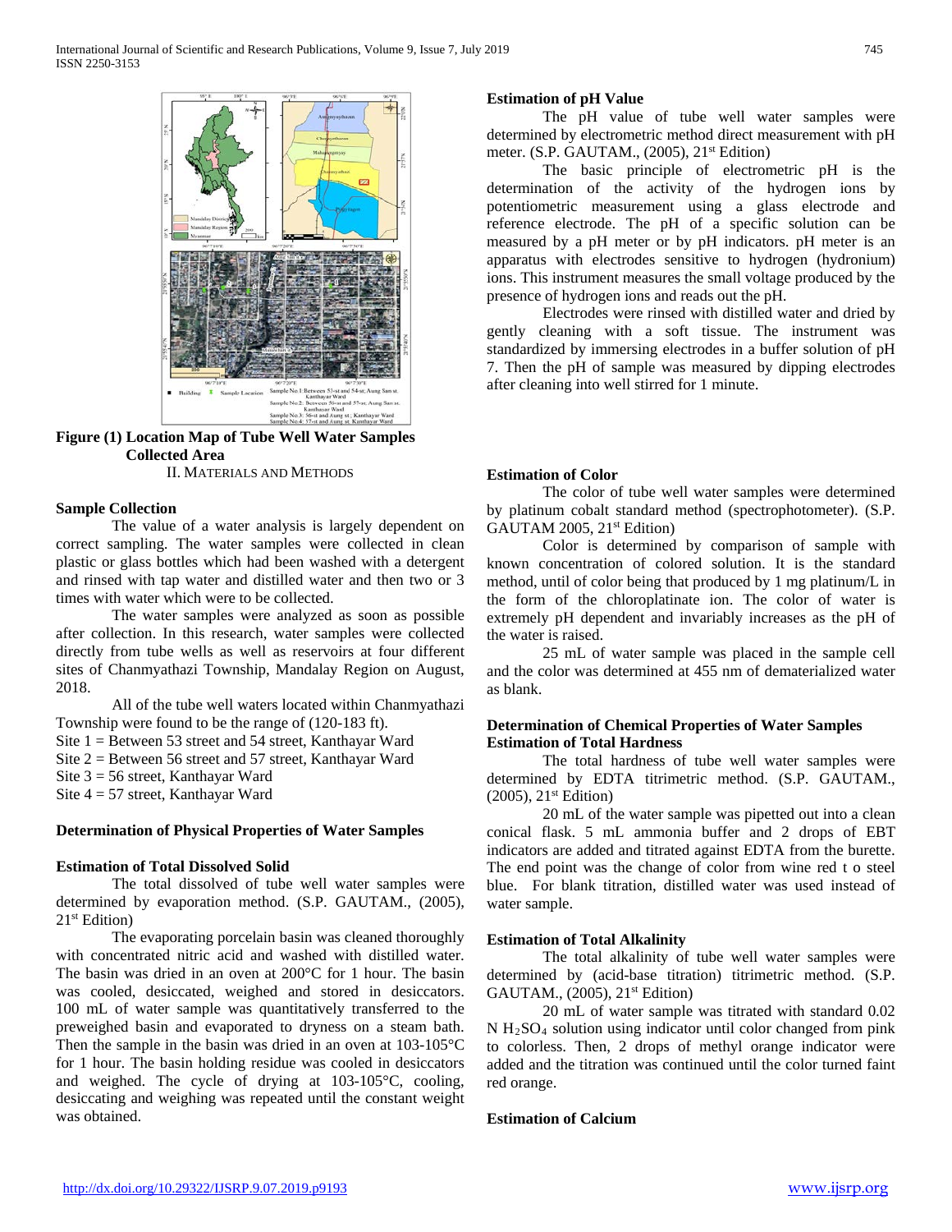**Figure (1) Location Map of Tube Well Water Samples Collected Area**

## II. Materials and Methods

### Sample Collection

The value of a water analysis is largely dependent on correct sampling. The water samples were collected in clean plastic or glass bottles which had been washed with a detergent and rinsed with tap water and distilled water and then two or 3 times with water which were to be collected.

The water samples were analyzed as soon as possible after collection. In this research, water samples were collected directly from tube wells as well as reservoirs at four different sites of Chanmyathazi Township, Mandalay Region on August, 2018.

All of the tube well waters located within Chanmyathazi Township were found to be the range of (120-183 ft).

Site 1 = Between 53 street and 54 street, Kanthayar Ward
Site 2 = Between 56 street and 57 street, Kanthayar Ward
Site 3 = 56 street, Kanthayar Ward
Site 4 = 57 street, Kanthayar Ward

### Determination of Physical Properties of Water Samples

### Estimation of Total Dissolved Solid

The total dissolved of tube well water samples were determined by evaporation method. (S.P. GAUTAM., (2005), 21st Edition)

The evaporating porcelain basin was cleaned thoroughly with concentrated nitric acid and washed with distilled water. The basin was dried in an oven at 200°C for 1 hour. The basin was cooled, desiccated, weighed and stored in desiccators. 100 mL of water sample was quantitatively transferred to the preweighed basin and evaporated to dryness on a steam bath. Then the sample in the basin was dried in an oven at 103-105°C for 1 hour. The basin holding residue was cooled in desiccators and weighed. The cycle of drying at 103-105°C, cooling, desiccating and weighing was repeated until the constant weight was obtained.

### Estimation of pH Value

The pH value of tube well water samples were determined by electrometric method direct measurement with pH meter. (S.P. GAUTAM., (2005), 21st Edition)

The basic principle of electrometric pH is the determination of the activity of the hydrogen ions by potentiometric measurement using a glass electrode and reference electrode. The pH of a specific solution can be measured by a pH meter or by pH indicators. pH meter is an apparatus with electrodes sensitive to hydrogen (hydronium) ions. This instrument measures the small voltage produced by the presence of hydrogen ions and reads out the pH.

Electrodes were rinsed with distilled water and dried by gently cleaning with a soft tissue. The instrument was standardized by immersing electrodes in a buffer solution of pH 7. Then the pH of sample was measured by dipping electrodes after cleaning into well stirred for 1 minute.

### Estimation of Color

The color of tube well water samples were determined by platinum cobalt standard method (spectrophotometer). (S.P. GAUTAM 2005, 21st Edition)

Color is determined by comparison of sample with known concentration of colored solution. It is the standard method, until of color being that produced by 1 mg platinum/L in the form of the chloroplatinate ion. The color of water is extremely pH dependent and invariably increases as the pH of the water is raised.

25 mL of water sample was placed in the sample cell and the color was determined at 455 nm of dematerialized water as blank.

### Determination of Chemical Properties of Water Samples

### Estimation of Total Hardness

The total hardness of tube well water samples were determined by EDTA titrimetric method. (S.P. GAUTAM., (2005), 21st Edition)

20 mL of the water sample was pipetted out into a clean conical flask. 5 mL ammonia buffer and 2 drops of EBT indicators are added and titrated against EDTA from the burette. The end point was the change of color from wine red t o steel blue. For blank titration, distilled water was used instead of water sample.

### Estimation of Total Alkalinity

The total alkalinity of tube well water samples were determined by (acid-base titration) titrimetric method. (S.P. GAUTAM., (2005), 21st Edition)

20 mL of water sample was titrated with standard 0.02 N $H_2SO_4$ solution using indicator until color changed from pink to colorless. Then, 2 drops of methyl orange indicator were added and the titration was continued until the color turned faint red orange.

### Estimation of Calcium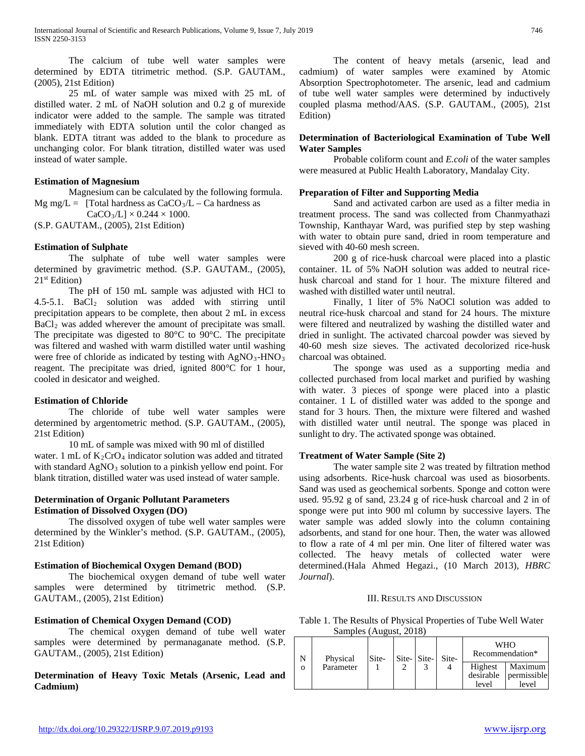The calcium of tube well water samples were determined by EDTA titrimetric method. (S.P. GAUTAM., (2005), 21st Edition)

25 mL of water sample was mixed with 25 mL of distilled water. 2 mL of NaOH solution and 0.2 g of murexide indicator were added to the sample. The sample was titrated immediately with EDTA solution until the color changed as blank. EDTA titrant was added to the blank to procedure as unchanging color. For blank titration, distilled water was used instead of water sample.

**Estimation of Magnesium**

Magnesium can be calculated by the following formula.

Mg mg/L = [Total hardness as $CaCO_3$/L – Ca hardness as $CaCO_3$/L] × 0.244 × 1000.

(S.P. GAUTAM., (2005), 21st Edition)

**Estimation of Sulphate**

The sulphate of tube well water samples were determined by gravimetric method. (S.P. GAUTAM., (2005), 21st Edition)

The pH of 150 mL sample was adjusted with HCl to 4.5-5.1. $BaCl_2$ solution was added with stirring until precipitation appears to be complete, then about 2 mL in excess $BaCl_2$ was added wherever the amount of precipitate was small. The precipitate was digested to 80°C to 90°C. The precipitate was filtered and washed with warm distilled water until washing were free of chloride as indicated by testing with $AgNO_3$-$HNO_3$ reagent. The precipitate was dried, ignited 800°C for 1 hour, cooled in desicator and weighed.

**Estimation of Chloride**

The chloride of tube well water samples were determined by argentometric method. (S.P. GAUTAM., (2005), 21st Edition)

10 mL of sample was mixed with 90 ml of distilled water. 1 mL of $K_2CrO_4$ indicator solution was added and titrated with standard $AgNO_3$ solution to a pinkish yellow end point. For blank titration, distilled water was used instead of water sample.

**Determination of Organic Pollutant Parameters**

**Estimation of Dissolved Oxygen (DO)**

The dissolved oxygen of tube well water samples were determined by the Winkler's method. (S.P. GAUTAM., (2005), 21st Edition)

**Estimation of Biochemical Oxygen Demand (BOD)**

The biochemical oxygen demand of tube well water samples were determined by titrimetric method. (S.P. GAUTAM., (2005), 21st Edition)

**Estimation of Chemical Oxygen Demand (COD)**

The chemical oxygen demand of tube well water samples were determined by permanaganate method. (S.P. GAUTAM., (2005), 21st Edition)

**Determination of Heavy Toxic Metals (Arsenic, Lead and Cadmium)**

The content of heavy metals (arsenic, lead and cadmium) of water samples were examined by Atomic Absorption Spectrophotometer. The arsenic, lead and cadmium of tube well water samples were determined by inductively coupled plasma method/AAS. (S.P. GAUTAM., (2005), 21st Edition)

**Determination of Bacteriological Examination of Tube Well Water Samples**

Probable coliform count and *E.coli* of the water samples were measured at Public Health Laboratory, Mandalay City.

**Preparation of Filter and Supporting Media**

Sand and activated carbon are used as a filter media in treatment process. The sand was collected from Chanmyathazi Township, Kanthayar Ward, was purified step by step washing with water to obtain pure sand, dried in room temperature and sieved with 40-60 mesh screen.

200 g of rice-husk charcoal were placed into a plastic container. 1L of 5% NaOH solution was added to neutral rice-husk charcoal and stand for 1 hour. The mixture filtered and washed with distilled water until neutral.

Finally, 1 liter of 5% NaOCl solution was added to neutral rice-husk charcoal and stand for 24 hours. The mixture were filtered and neutralized by washing the distilled water and dried in sunlight. The activated charcoal powder was sieved by 40-60 mesh size sieves. The activated decolorized rice-husk charcoal was obtained.

The sponge was used as a supporting media and collected purchased from local market and purified by washing with water. 3 pieces of sponge were placed into a plastic container. 1 L of distilled water was added to the sponge and stand for 3 hours. Then, the mixture were filtered and washed with distilled water until neutral. The sponge was placed in sunlight to dry. The activated sponge was obtained.

**Treatment of Water Sample (Site 2)**

The water sample site 2 was treated by filtration method using adsorbents. Rice-husk charcoal was used as biosorbents. Sand was used as geochemical sorbents. Sponge and cotton were used. 95.92 g of sand, 23.24 g of rice-husk charcoal and 2 in of sponge were put into 900 ml column by successive layers. The water sample was added slowly into the column containing adsorbents, and stand for one hour. Then, the water was allowed to flow a rate of 4 ml per min. One liter of filtered water was collected. The heavy metals of collected water were determined.(Hala Ahmed Hegazi., (10 March 2013), *HBRC Journal*).

## III. Results and Discussion

Table 1. The Results of Physical Properties of Tube Well Water Samples (August, 2018)

| No | Physical Parameter | Site-1 | Site-2 | Site-3 | Site-4 | WHO Recommendation* | |
|---|---|---|---|---|---|---|---|
| | | | | | | Highest desirable level | Maximum permissible level |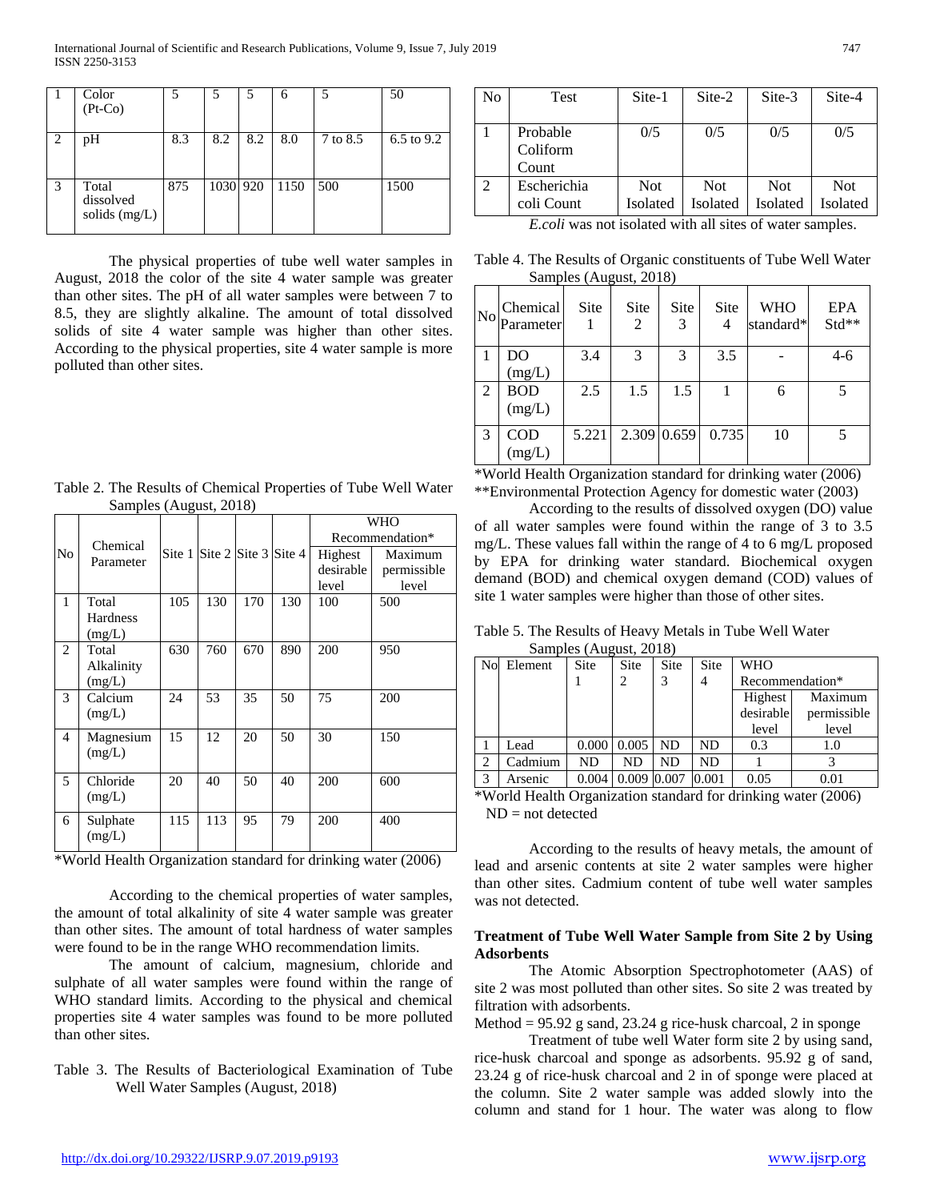| 1 | Color (Pt-Co) | 5 | 5 | 5 | 6 | 5 | 50 |
|---|---|---|---|---|---|---|---|
| 2 | pH | 8.3 | 8.2 | 8.2 | 8.0 | 7 to 8.5 | 6.5 to 9.2 |
| 3 | Total dissolved solids (mg/L) | 875 | 1030 | 920 | 1150 | 500 | 1500 |

The physical properties of tube well water samples in August, 2018 the color of the site 4 water sample was greater than other sites. The pH of all water samples were between 7 to 8.5, they are slightly alkaline. The amount of total dissolved solids of site 4 water sample was higher than other sites. According to the physical properties, site 4 water sample is more polluted than other sites.

Table 2. The Results of Chemical Properties of Tube Well Water Samples (August, 2018)

| No | Chemical Parameter | Site 1 | Site 2 | Site 3 | Site 4 | WHO Recommendation* | |
|---|---|---|---|---|---|---|---|
| | | | | | | Highest desirable level | Maximum permissible level |
| 1 | Total Hardness (mg/L) | 105 | 130 | 170 | 130 | 100 | 500 |
| 2 | Total Alkalinity (mg/L) | 630 | 760 | 670 | 890 | 200 | 950 |
| 3 | Calcium (mg/L) | 24 | 53 | 35 | 50 | 75 | 200 |
| 4 | Magnesium (mg/L) | 15 | 12 | 20 | 50 | 30 | 150 |
| 5 | Chloride (mg/L) | 20 | 40 | 50 | 40 | 200 | 600 |
| 6 | Sulphate (mg/L) | 115 | 113 | 95 | 79 | 200 | 400 |

*World Health Organization standard for drinking water (2006)

According to the chemical properties of water samples, the amount of total alkalinity of site 4 water sample was greater than other sites. The amount of total hardness of water samples were found to be in the range WHO recommendation limits.

The amount of calcium, magnesium, chloride and sulphate of all water samples were found within the range of WHO standard limits. According to the physical and chemical properties site 4 water samples was found to be more polluted than other sites.

Table 3. The Results of Bacteriological Examination of Tube Well Water Samples (August, 2018)

| No | Test | Site-1 | Site-2 | Site-3 | Site-4 |
|---|---|---|---|---|---|
| 1 | Probable Coliform Count | 0/5 | 0/5 | 0/5 | 0/5 |
| 2 | Escherichia coli Count | Not Isolated | Not Isolated | Not Isolated | Not Isolated |

*E.coli* was not isolated with all sites of water samples.

Table 4. The Results of Organic constituents of Tube Well Water Samples (August, 2018)

| No | Chemical Parameter | Site 1 | Site 2 | Site 3 | Site 4 | WHO standard* | EPA Std** |
|---|---|---|---|---|---|---|---|
| 1 | DO (mg/L) | 3.4 | 3 | 3 | 3.5 | - | 4-6 |
| 2 | BOD (mg/L) | 2.5 | 1.5 | 1.5 | 1 | 6 | 5 |
| 3 | COD (mg/L) | 5.221 | 2.309 | 0.659 | 0.735 | 10 | 5 |

*World Health Organization standard for drinking water (2006)
**Environmental Protection Agency for domestic water (2003)

According to the results of dissolved oxygen (DO) value of all water samples were found within the range of 3 to 3.5 mg/L. These values fall within the range of 4 to 6 mg/L proposed by EPA for drinking water standard. Biochemical oxygen demand (BOD) and chemical oxygen demand (COD) values of site 1 water samples were higher than those of other sites.

Table 5. The Results of Heavy Metals in Tube Well Water Samples (August, 2018)

| No | Element | Site 1 | Site 2 | Site 3 | Site 4 | WHO Recommendation* | |
|---|---|---|---|---|---|---|---|
| | | | | | | Highest desirable level | Maximum permissible level |
| 1 | Lead | 0.000 | 0.005 | ND | ND | 0.3 | 1.0 |
| 2 | Cadmium | ND | ND | ND | ND | 1 | 3 |
| 3 | Arsenic | 0.004 | 0.009 | 0.007 | 0.001 | 0.05 | 0.01 |

*World Health Organization standard for drinking water (2006)
ND = not detected

According to the results of heavy metals, the amount of lead and arsenic contents at site 2 water samples were higher than other sites. Cadmium content of tube well water samples was not detected.

**Treatment of Tube Well Water Sample from Site 2 by Using Adsorbents**

The Atomic Absorption Spectrophotometer (AAS) of site 2 was most polluted than other sites. So site 2 was treated by filtration with adsorbents.

Method = 95.92 g sand, 23.24 g rice-husk charcoal, 2 in sponge

Treatment of tube well Water form site 2 by using sand, rice-husk charcoal and sponge as adsorbents. 95.92 g of sand, 23.24 g of rice-husk charcoal and 2 in of sponge were placed at the column. Site 2 water sample was added slowly into the column and stand for 1 hour. The water was along to flow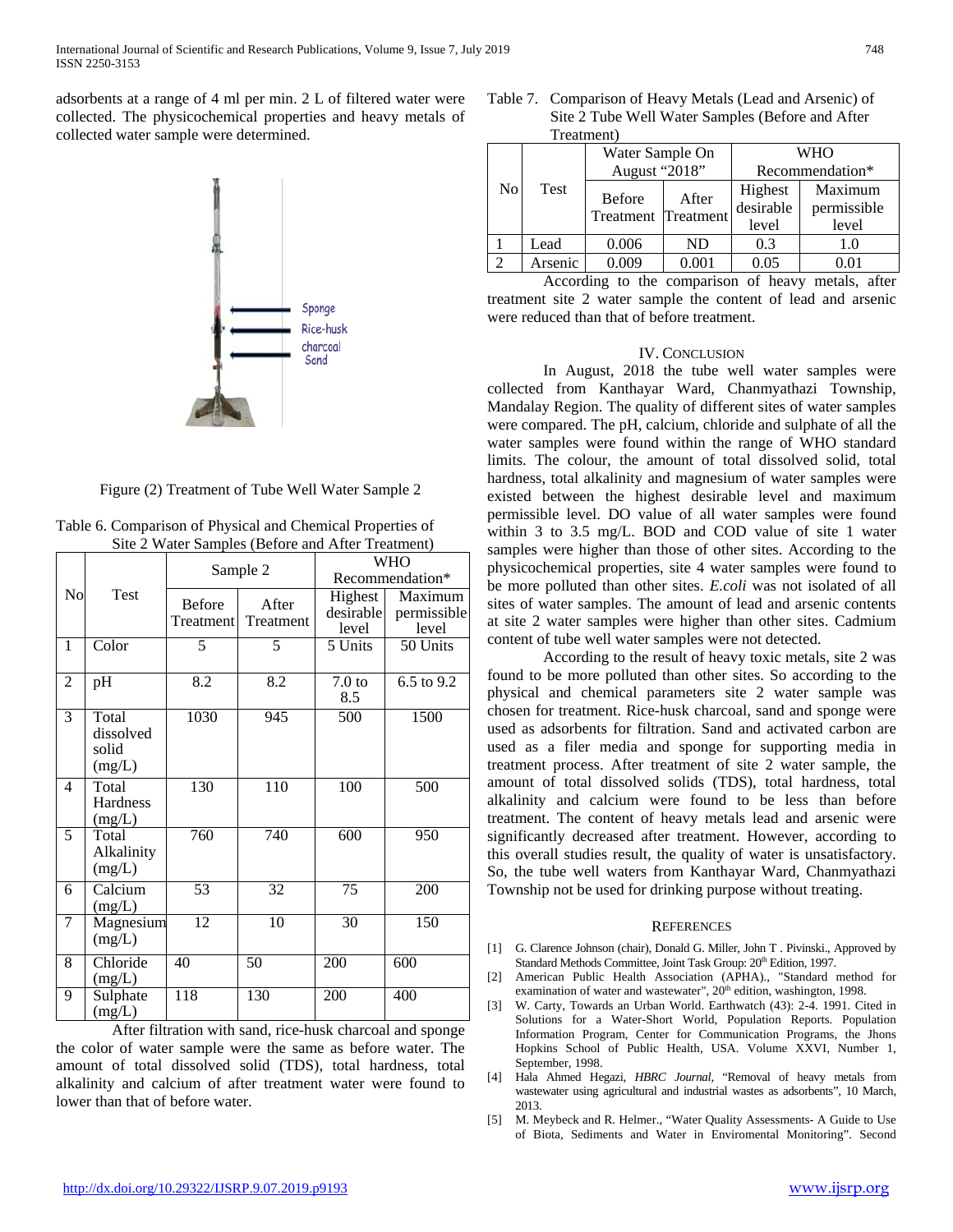adsorbents at a range of 4 ml per min. 2 L of filtered water were collected. The physicochemical properties and heavy metals of collected water sample were determined.

Figure (2) Treatment of Tube Well Water Sample 2

Table 6. Comparison of Physical and Chemical Properties of Site 2 Water Samples (Before and After Treatment)

| No | Test | Sample 2 | | WHO Recommendation* | |
|---|---|---|---|---|---|
| | | Before Treatment | After Treatment | Highest desirable level | Maximum permissible level |
| 1 | Color | 5 | 5 | 5 Units | 50 Units |
| 2 | pH | 8.2 | 8.2 | 7.0 to 8.5 | 6.5 to 9.2 |
| 3 | Total dissolved solid (mg/L) | 1030 | 945 | 500 | 1500 |
| 4 | Total Hardness (mg/L) | 130 | 110 | 100 | 500 |
| 5 | Total Alkalinity (mg/L) | 760 | 740 | 600 | 950 |
| 6 | Calcium (mg/L) | 53 | 32 | 75 | 200 |
| 7 | Magnesium (mg/L) | 12 | 10 | 30 | 150 |
| 8 | Chloride (mg/L) | 40 | 50 | 200 | 600 |
| 9 | Sulphate (mg/L) | 118 | 130 | 200 | 400 |

After filtration with sand, rice-husk charcoal and sponge the color of water sample were the same as before water. The amount of total dissolved solid (TDS), total hardness, total alkalinity and calcium of after treatment water were found to lower than that of before water.

Table 7. Comparison of Heavy Metals (Lead and Arsenic) of Site 2 Tube Well Water Samples (Before and After Treatment)

| No | Test | Water Sample On August "2018" | | WHO Recommendation* | |
|---|---|---|---|---|---|
| | | Before Treatment | After Treatment | Highest desirable level | Maximum permissible level |
| 1 | Lead | 0.006 | ND | 0.3 | 1.0 |
| 2 | Arsenic | 0.009 | 0.001 | 0.05 | 0.01 |

According to the comparison of heavy metals, after treatment site 2 water sample the content of lead and arsenic were reduced than that of before treatment.

## IV. Conclusion

In August, 2018 the tube well water samples were collected from Kanthayar Ward, Chanmyathazi Township, Mandalay Region. The quality of different sites of water samples were compared. The pH, calcium, chloride and sulphate of all the water samples were found within the range of WHO standard limits. The colour, the amount of total dissolved solid, total hardness, total alkalinity and magnesium of water samples were existed between the highest desirable level and maximum permissible level. DO value of all water samples were found within 3 to 3.5 mg/L. BOD and COD value of site 1 water samples were higher than those of other sites. According to the physicochemical properties, site 4 water samples were found to be more polluted than other sites. *E.coli* was not isolated of all sites of water samples. The amount of lead and arsenic contents at site 2 water samples were higher than other sites. Cadmium content of tube well water samples were not detected.

According to the result of heavy toxic metals, site 2 was found to be more polluted than other sites. So according to the physical and chemical parameters site 2 water sample was chosen for treatment. Rice-husk charcoal, sand and sponge were used as adsorbents for filtration. Sand and activated carbon are used as a filer media and sponge for supporting media in treatment process. After treatment of site 2 water sample, the amount of total dissolved solids (TDS), total hardness, total alkalinity and calcium were found to be less than before treatment. The content of heavy metals lead and arsenic were significantly decreased after treatment. However, according to this overall studies result, the quality of water is unsatisfactory. So, the tube well waters from Kanthayar Ward, Chanmyathazi Township not be used for drinking purpose without treating.

## References

[1] G. Clarence Johnson (chair), Donald G. Miller, John T . Pivinski., Approved by Standard Methods Committee, Joint Task Group: 20th Edition, 1997.

[2] American Public Health Association (APHA)., "Standard method for examination of water and wastewater", 20th edition, washington, 1998.

[3] W. Carty, Towards an Urban World. Earthwatch (43): 2-4. 1991. Cited in Solutions for a Water-Short World, Population Reports. Population Information Program, Center for Communication Programs, the Jhons Hopkins School of Public Health, USA. Volume XXVI, Number 1, September, 1998.

[4] Hala Ahmed Hegazi, *HBRC Journal*, "Removal of heavy metals from wastewater using agricultural and industrial wastes as adsorbents", 10 March, 2013.

[5] M. Meybeck and R. Helmer., "Water Quality Assessments- A Guide to Use of Biota, Sediments and Water in Enviromental Monitoring". Second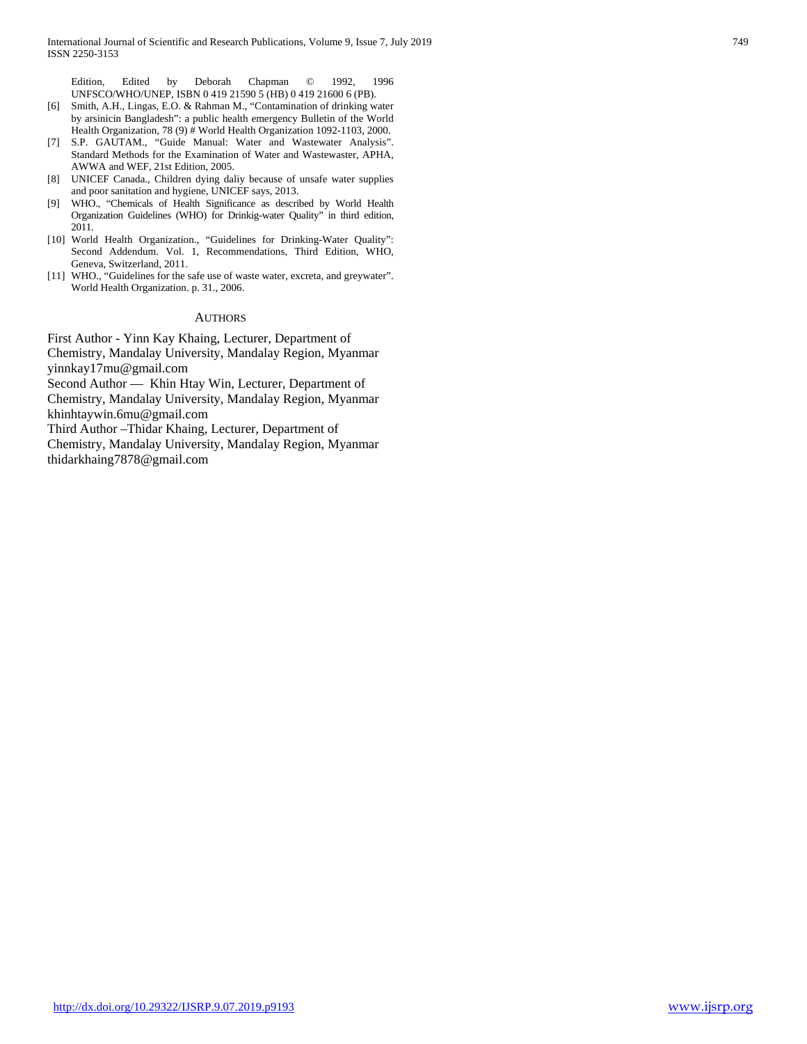Edition, Edited by Deborah Chapman © 1992, 1996 UNFSCO/WHO/UNEP, ISBN 0 419 21590 5 (HB) 0 419 21600 6 (PB).

[6] Smith, A.H., Lingas, E.O. & Rahman M., "Contamination of drinking water by arsinicin Bangladesh": a public health emergency Bulletin of the World Health Organization, 78 (9) # World Health Organization 1092-1103, 2000.

[7] S.P. GAUTAM., "Guide Manual: Water and Wastewater Analysis". Standard Methods for the Examination of Water and Wastewaster, APHA, AWWA and WEF, 21st Edition, 2005.

[8] UNICEF Canada., Children dying daliy because of unsafe water supplies and poor sanitation and hygiene, UNICEF says, 2013.

[9] WHO., "Chemicals of Health Significance as described by World Health Organization Guidelines (WHO) for Drinkig-water Quality" in third edition, 2011.

[10] World Health Organization., "Guidelines for Drinking-Water Quality": Second Addendum. Vol. 1, Recommendations, Third Edition, WHO, Geneva, Switzerland, 2011.

[11] WHO., "Guidelines for the safe use of waste water, excreta, and greywater". World Health Organization. p. 31., 2006.

## AUTHORS

First Author - Yinn Kay Khaing, Lecturer, Department of Chemistry, Mandalay University, Mandalay Region, Myanmar yinnkay17mu@gmail.com

Second Author — Khin Htay Win, Lecturer, Department of Chemistry, Mandalay University, Mandalay Region, Myanmar khinhtaywin.6mu@gmail.com

Third Author –Thidar Khaing, Lecturer, Department of Chemistry, Mandalay University, Mandalay Region, Myanmar thidarkhaing7878@gmail.com